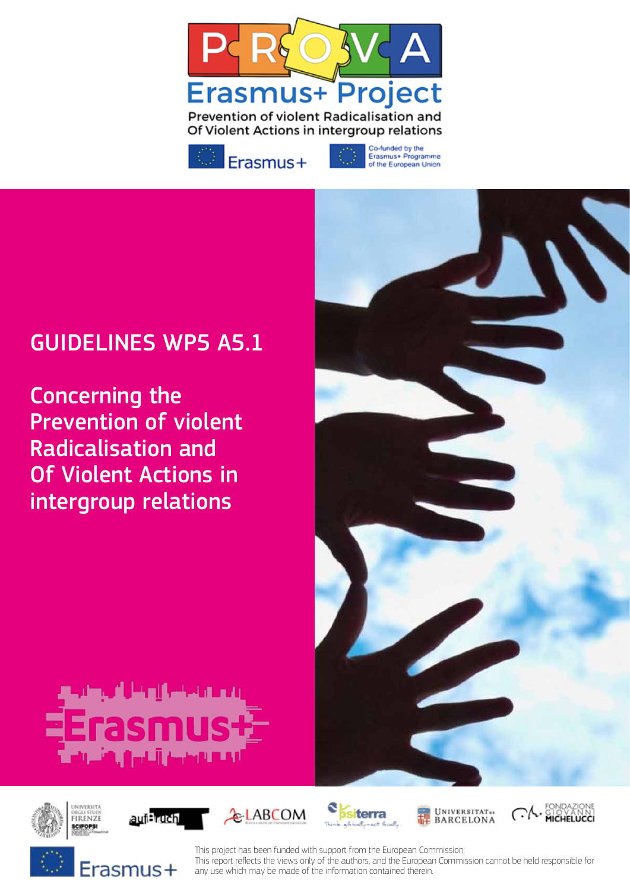# PROVA Erasmus+ Project

Prevention of violent Radicalisation and Of Violent Actions in intergroup relations

Erasmus+

Co-funded by the Erasmus+ Programme of the European Union

## GUIDELINES WP5 A5.1

## Concerning the Prevention of violent Radicalisation and Of Violent Actions in intergroup relations

Erasmus+

Università degli Studi Firenze SCIFOPSI · aufBruch · LABCOM · psiterra · Universitat de Barcelona · Fondazione Giovanni Michelucci

Erasmus+

This project has been funded with support from the European Commission.
This report reflects the views only of the authors, and the European Commission cannot be held responsible for any use which may be made of the information contained therein.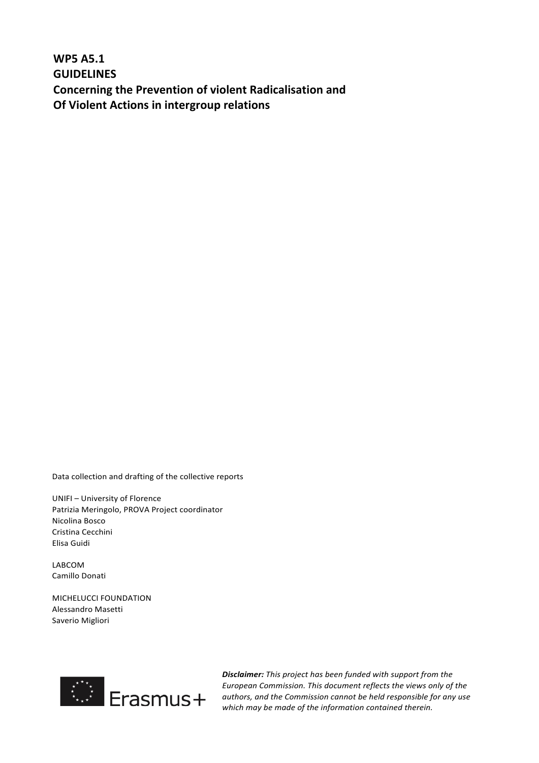**WP5 A5.1**
**GUIDELINES**
**Concerning the Prevention of violent Radicalisation and Of Violent Actions in intergroup relations**

Data collection and drafting of the collective reports

UNIFI – University of Florence
Patrizia Meringolo, PROVA Project coordinator
Nicolina Bosco
Cristina Cecchini
Elisa Guidi

LABCOM
Camillo Donati

MICHELUCCI FOUNDATION
Alessandro Masetti
Saverio Migliori

Erasmus+

***Disclaimer:*** *This project has been funded with support from the European Commission. This document reflects the views only of the authors, and the Commission cannot be held responsible for any use which may be made of the information contained therein.*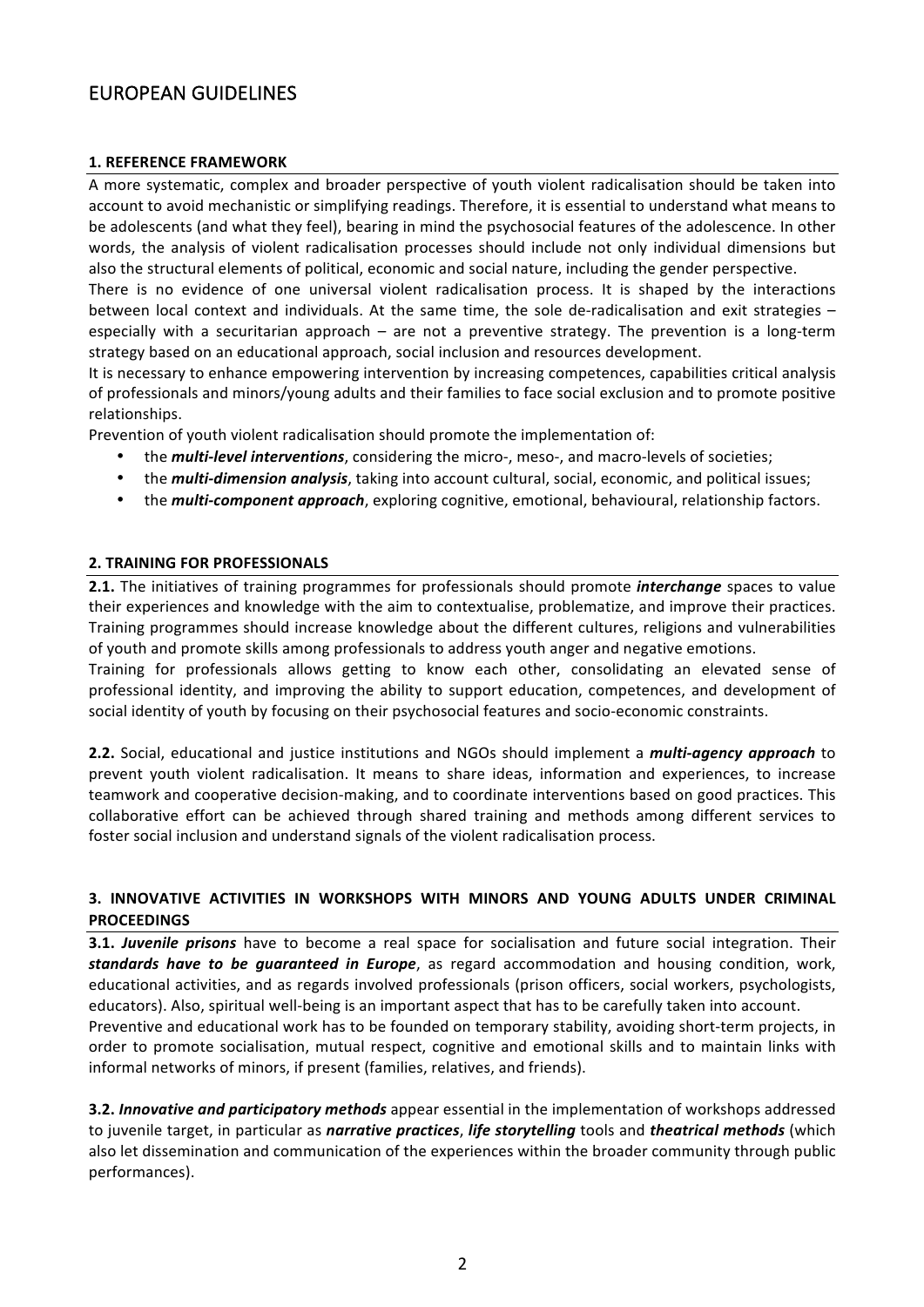# EUROPEAN GUIDELINES

## 1. REFERENCE FRAMEWORK

A more systematic, complex and broader perspective of youth violent radicalisation should be taken into account to avoid mechanistic or simplifying readings. Therefore, it is essential to understand what means to be adolescents (and what they feel), bearing in mind the psychosocial features of the adolescence. In other words, the analysis of violent radicalisation processes should include not only individual dimensions but also the structural elements of political, economic and social nature, including the gender perspective.

There is no evidence of one universal violent radicalisation process. It is shaped by the interactions between local context and individuals. At the same time, the sole de-radicalisation and exit strategies – especially with a securitarian approach – are not a preventive strategy. The prevention is a long-term strategy based on an educational approach, social inclusion and resources development.

It is necessary to enhance empowering intervention by increasing competences, capabilities critical analysis of professionals and minors/young adults and their families to face social exclusion and to promote positive relationships.

Prevention of youth violent radicalisation should promote the implementation of:

- the ***multi-level interventions***, considering the micro-, meso-, and macro-levels of societies;
- the ***multi-dimension analysis***, taking into account cultural, social, economic, and political issues;
- the ***multi-component approach***, exploring cognitive, emotional, behavioural, relationship factors.

## 2. TRAINING FOR PROFESSIONALS

**2.1.** The initiatives of training programmes for professionals should promote ***interchange*** spaces to value their experiences and knowledge with the aim to contextualise, problematize, and improve their practices. Training programmes should increase knowledge about the different cultures, religions and vulnerabilities of youth and promote skills among professionals to address youth anger and negative emotions.

Training for professionals allows getting to know each other, consolidating an elevated sense of professional identity, and improving the ability to support education, competences, and development of social identity of youth by focusing on their psychosocial features and socio-economic constraints.

**2.2.** Social, educational and justice institutions and NGOs should implement a ***multi-agency approach*** to prevent youth violent radicalisation. It means to share ideas, information and experiences, to increase teamwork and cooperative decision-making, and to coordinate interventions based on good practices. This collaborative effort can be achieved through shared training and methods among different services to foster social inclusion and understand signals of the violent radicalisation process.

## 3. INNOVATIVE ACTIVITIES IN WORKSHOPS WITH MINORS AND YOUNG ADULTS UNDER CRIMINAL PROCEEDINGS

**3.1.** ***Juvenile prisons*** have to become a real space for socialisation and future social integration. Their ***standards have to be guaranteed in Europe***, as regard accommodation and housing condition, work, educational activities, and as regards involved professionals (prison officers, social workers, psychologists, educators). Also, spiritual well-being is an important aspect that has to be carefully taken into account.

Preventive and educational work has to be founded on temporary stability, avoiding short-term projects, in order to promote socialisation, mutual respect, cognitive and emotional skills and to maintain links with informal networks of minors, if present (families, relatives, and friends).

**3.2.** ***Innovative and participatory methods*** appear essential in the implementation of workshops addressed to juvenile target, in particular as ***narrative practices***, ***life storytelling*** tools and ***theatrical methods*** (which also let dissemination and communication of the experiences within the broader community through public performances).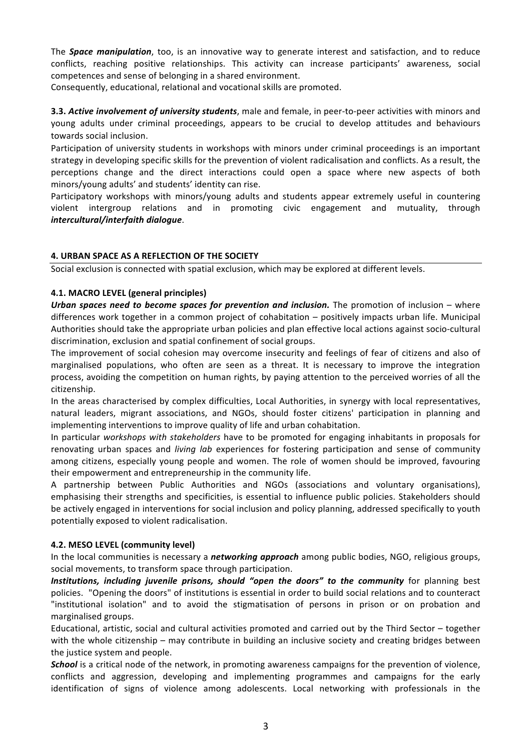The ***Space manipulation***, too, is an innovative way to generate interest and satisfaction, and to reduce conflicts, reaching positive relationships. This activity can increase participants' awareness, social competences and sense of belonging in a shared environment.
Consequently, educational, relational and vocational skills are promoted.

**3.3. *Active involvement of university students***, male and female, in peer-to-peer activities with minors and young adults under criminal proceedings, appears to be crucial to develop attitudes and behaviours towards social inclusion.
Participation of university students in workshops with minors under criminal proceedings is an important strategy in developing specific skills for the prevention of violent radicalisation and conflicts. As a result, the perceptions change and the direct interactions could open a space where new aspects of both minors/young adults' and students' identity can rise.
Participatory workshops with minors/young adults and students appear extremely useful in countering violent intergroup relations and in promoting civic engagement and mutuality, through ***intercultural/interfaith dialogue***.

## 4. URBAN SPACE AS A REFLECTION OF THE SOCIETY

Social exclusion is connected with spatial exclusion, which may be explored at different levels.

### 4.1. MACRO LEVEL (general principles)

***Urban spaces need to become spaces for prevention and inclusion.*** The promotion of inclusion – where differences work together in a common project of cohabitation – positively impacts urban life. Municipal Authorities should take the appropriate urban policies and plan effective local actions against socio-cultural discrimination, exclusion and spatial confinement of social groups.
The improvement of social cohesion may overcome insecurity and feelings of fear of citizens and also of marginalised populations, who often are seen as a threat. It is necessary to improve the integration process, avoiding the competition on human rights, by paying attention to the perceived worries of all the citizenship.
In the areas characterised by complex difficulties, Local Authorities, in synergy with local representatives, natural leaders, migrant associations, and NGOs, should foster citizens' participation in planning and implementing interventions to improve quality of life and urban cohabitation.
In particular *workshops with stakeholders* have to be promoted for engaging inhabitants in proposals for renovating urban spaces and *living lab* experiences for fostering participation and sense of community among citizens, especially young people and women. The role of women should be improved, favouring their empowerment and entrepreneurship in the community life.
A partnership between Public Authorities and NGOs (associations and voluntary organisations), emphasising their strengths and specificities, is essential to influence public policies. Stakeholders should be actively engaged in interventions for social inclusion and policy planning, addressed specifically to youth potentially exposed to violent radicalisation.

### 4.2. MESO LEVEL (community level)

In the local communities is necessary a ***networking approach*** among public bodies, NGO, religious groups, social movements, to transform space through participation.
***Institutions, including juvenile prisons, should "open the doors" to the community*** for planning best policies. "Opening the doors" of institutions is essential in order to build social relations and to counteract "institutional isolation" and to avoid the stigmatisation of persons in prison or on probation and marginalised groups.
Educational, artistic, social and cultural activities promoted and carried out by the Third Sector – together with the whole citizenship – may contribute in building an inclusive society and creating bridges between the justice system and people.
***School*** is a critical node of the network, in promoting awareness campaigns for the prevention of violence, conflicts and aggression, developing and implementing programmes and campaigns for the early identification of signs of violence among adolescents. Local networking with professionals in the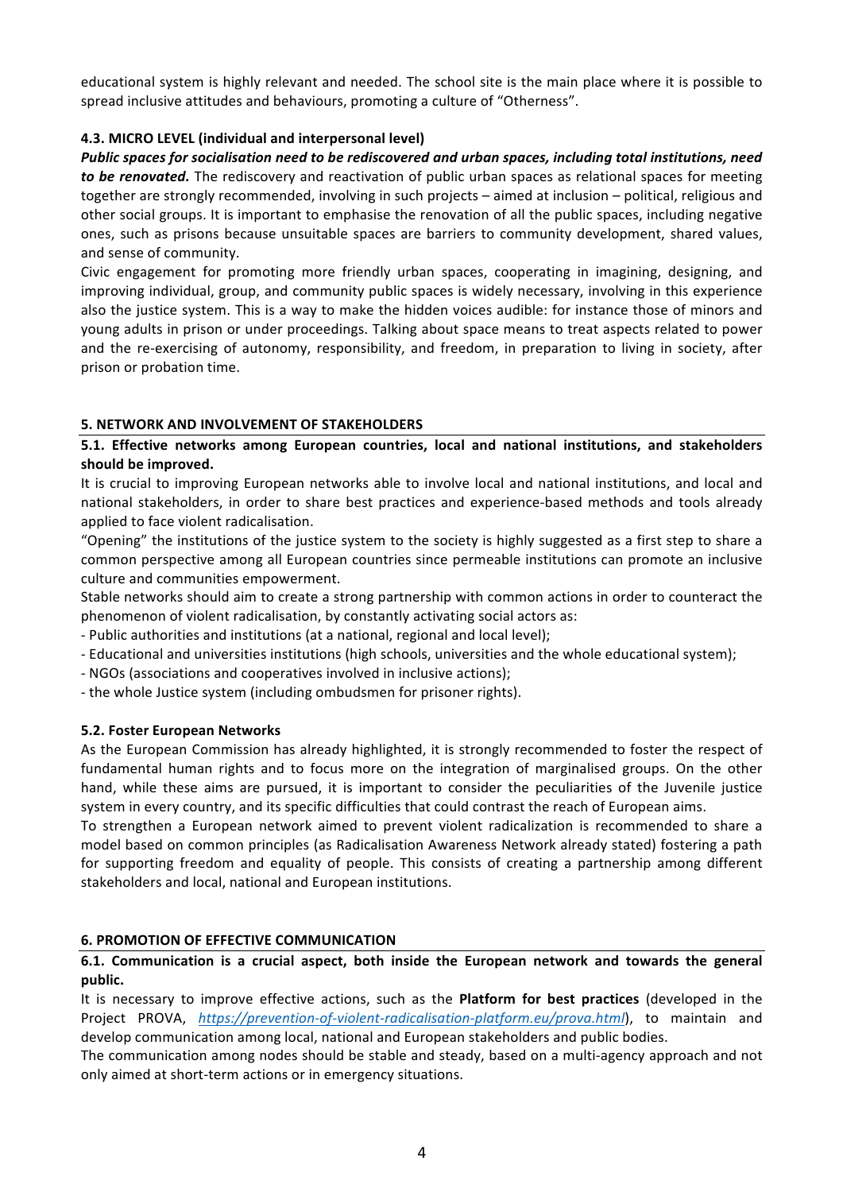educational system is highly relevant and needed. The school site is the main place where it is possible to spread inclusive attitudes and behaviours, promoting a culture of "Otherness".

### 4.3. MICRO LEVEL (individual and interpersonal level)

***Public spaces for socialisation need to be rediscovered and urban spaces, including total institutions, need to be renovated.*** The rediscovery and reactivation of public urban spaces as relational spaces for meeting together are strongly recommended, involving in such projects – aimed at inclusion – political, religious and other social groups. It is important to emphasise the renovation of all the public spaces, including negative ones, such as prisons because unsuitable spaces are barriers to community development, shared values, and sense of community.

Civic engagement for promoting more friendly urban spaces, cooperating in imagining, designing, and improving individual, group, and community public spaces is widely necessary, involving in this experience also the justice system. This is a way to make the hidden voices audible: for instance those of minors and young adults in prison or under proceedings. Talking about space means to treat aspects related to power and the re-exercising of autonomy, responsibility, and freedom, in preparation to living in society, after prison or probation time.

## 5. NETWORK AND INVOLVEMENT OF STAKEHOLDERS

### 5.1. Effective networks among European countries, local and national institutions, and stakeholders should be improved.

It is crucial to improving European networks able to involve local and national institutions, and local and national stakeholders, in order to share best practices and experience-based methods and tools already applied to face violent radicalisation.

"Opening" the institutions of the justice system to the society is highly suggested as a first step to share a common perspective among all European countries since permeable institutions can promote an inclusive culture and communities empowerment.

Stable networks should aim to create a strong partnership with common actions in order to counteract the phenomenon of violent radicalisation, by constantly activating social actors as:

- Public authorities and institutions (at a national, regional and local level);
- Educational and universities institutions (high schools, universities and the whole educational system);
- NGOs (associations and cooperatives involved in inclusive actions);
- the whole Justice system (including ombudsmen for prisoner rights).

### 5.2. Foster European Networks

As the European Commission has already highlighted, it is strongly recommended to foster the respect of fundamental human rights and to focus more on the integration of marginalised groups. On the other hand, while these aims are pursued, it is important to consider the peculiarities of the Juvenile justice system in every country, and its specific difficulties that could contrast the reach of European aims.

To strengthen a European network aimed to prevent violent radicalization is recommended to share a model based on common principles (as Radicalisation Awareness Network already stated) fostering a path for supporting freedom and equality of people. This consists of creating a partnership among different stakeholders and local, national and European institutions.

## 6. PROMOTION OF EFFECTIVE COMMUNICATION

### 6.1. Communication is a crucial aspect, both inside the European network and towards the general public.

It is necessary to improve effective actions, such as the **Platform for best practices** (developed in the Project PROVA, *https://prevention-of-violent-radicalisation-platform.eu/prova.html*), to maintain and develop communication among local, national and European stakeholders and public bodies.

The communication among nodes should be stable and steady, based on a multi-agency approach and not only aimed at short-term actions or in emergency situations.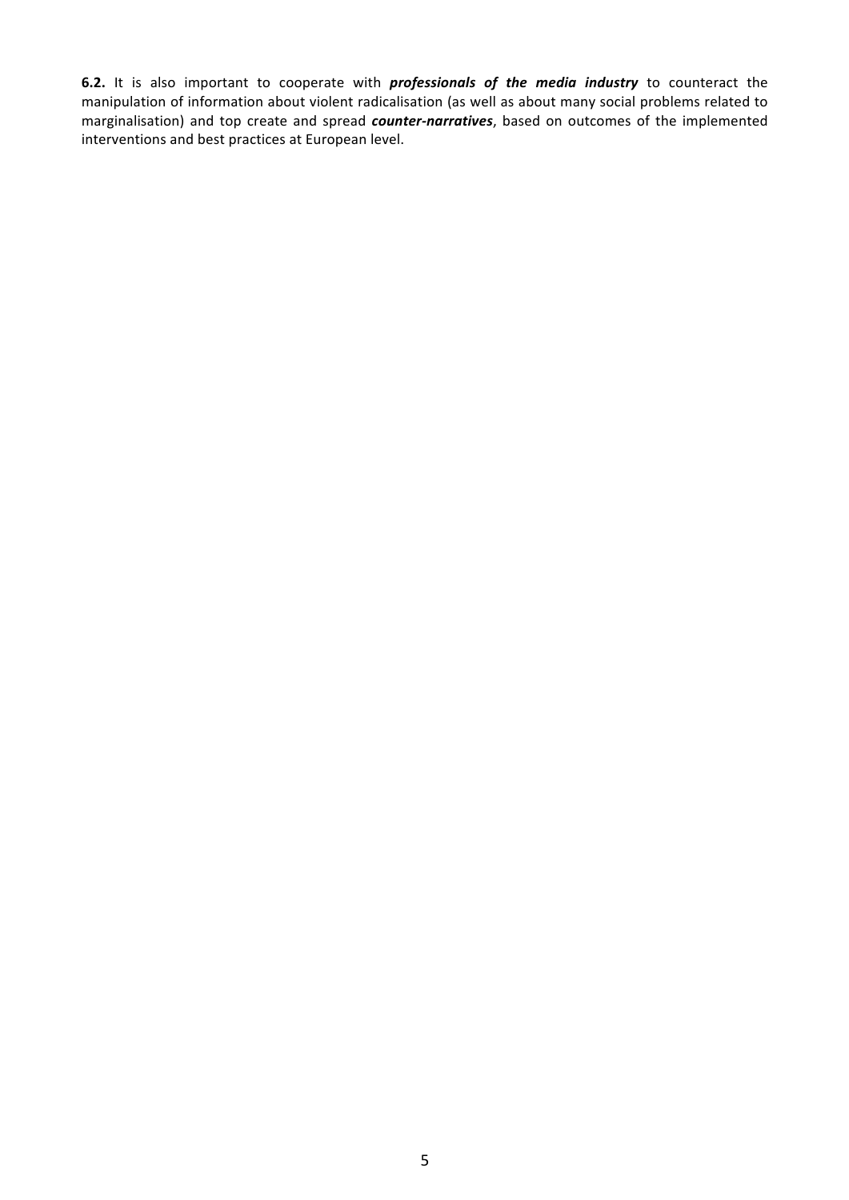**6.2.** It is also important to cooperate with ***professionals of the media industry*** to counteract the manipulation of information about violent radicalisation (as well as about many social problems related to marginalisation) and top create and spread ***counter-narratives***, based on outcomes of the implemented interventions and best practices at European level.